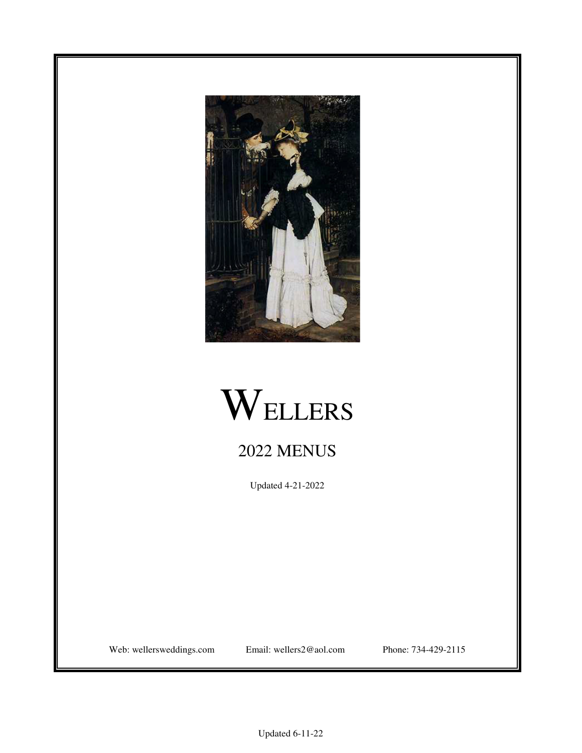# WELLERS

## 2022 MENUS

Updated 4-21-2022

Web: wellersweddings.com Email: wellers2@aol.com Phone: 734-429-2115

Updated 6-11-22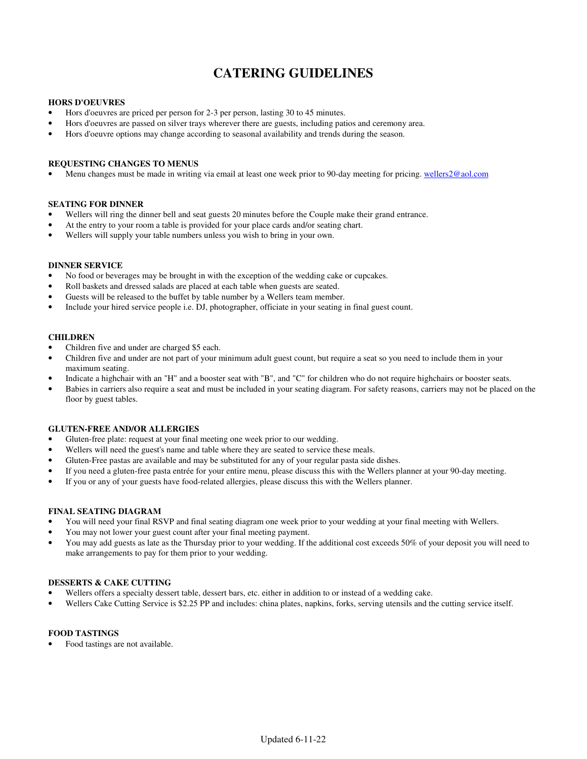# CATERING GUIDELINES

### HORS D'OEUVRES

- Hors d'oeuvres are priced per person for 2-3 per person, lasting 30 to 45 minutes.
- Hors d'oeuvres are passed on silver trays wherever there are guests, including patios and ceremony area.
- Hors d'oeuvre options may change according to seasonal availability and trends during the season.

### REQUESTING CHANGES TO MENUS

- Menu changes must be made in writing via email at least one week prior to 90-day meeting for pricing. wellers2@aol.com

### SEATING FOR DINNER

- Wellers will ring the dinner bell and seat guests 20 minutes before the Couple make their grand entrance.
- At the entry to your room a table is provided for your place cards and/or seating chart.
- Wellers will supply your table numbers unless you wish to bring in your own.

### DINNER SERVICE

- No food or beverages may be brought in with the exception of the wedding cake or cupcakes.
- Roll baskets and dressed salads are placed at each table when guests are seated.
- Guests will be released to the buffet by table number by a Wellers team member.
- Include your hired service people i.e. DJ, photographer, officiate in your seating in final guest count.

### CHILDREN

- Children five and under are charged $5 each.
- Children five and under are not part of your minimum adult guest count, but require a seat so you need to include them in your maximum seating.
- Indicate a highchair with an "H" and a booster seat with "B", and "C" for children who do not require highchairs or booster seats.
- Babies in carriers also require a seat and must be included in your seating diagram. For safety reasons, carriers may not be placed on the floor by guest tables.

### GLUTEN-FREE AND/OR ALLERGIES

- Gluten-free plate: request at your final meeting one week prior to our wedding.
- Wellers will need the guest's name and table where they are seated to service these meals.
- Gluten-Free pastas are available and may be substituted for any of your regular pasta side dishes.
- If you need a gluten-free pasta entrée for your entire menu, please discuss this with the Wellers planner at your 90-day meeting.
- If you or any of your guests have food-related allergies, please discuss this with the Wellers planner.

### FINAL SEATING DIAGRAM

- You will need your final RSVP and final seating diagram one week prior to your wedding at your final meeting with Wellers.
- You may not lower your guest count after your final meeting payment.
- You may add guests as late as the Thursday prior to your wedding. If the additional cost exceeds 50% of your deposit you will need to make arrangements to pay for them prior to your wedding.

### DESSERTS & CAKE CUTTING

- Wellers offers a specialty dessert table, dessert bars, etc. either in addition to or instead of a wedding cake.
- Wellers Cake Cutting Service is $2.25 PP and includes: china plates, napkins, forks, serving utensils and the cutting service itself.

### FOOD TASTINGS

- Food tastings are not available.

Updated 6-11-22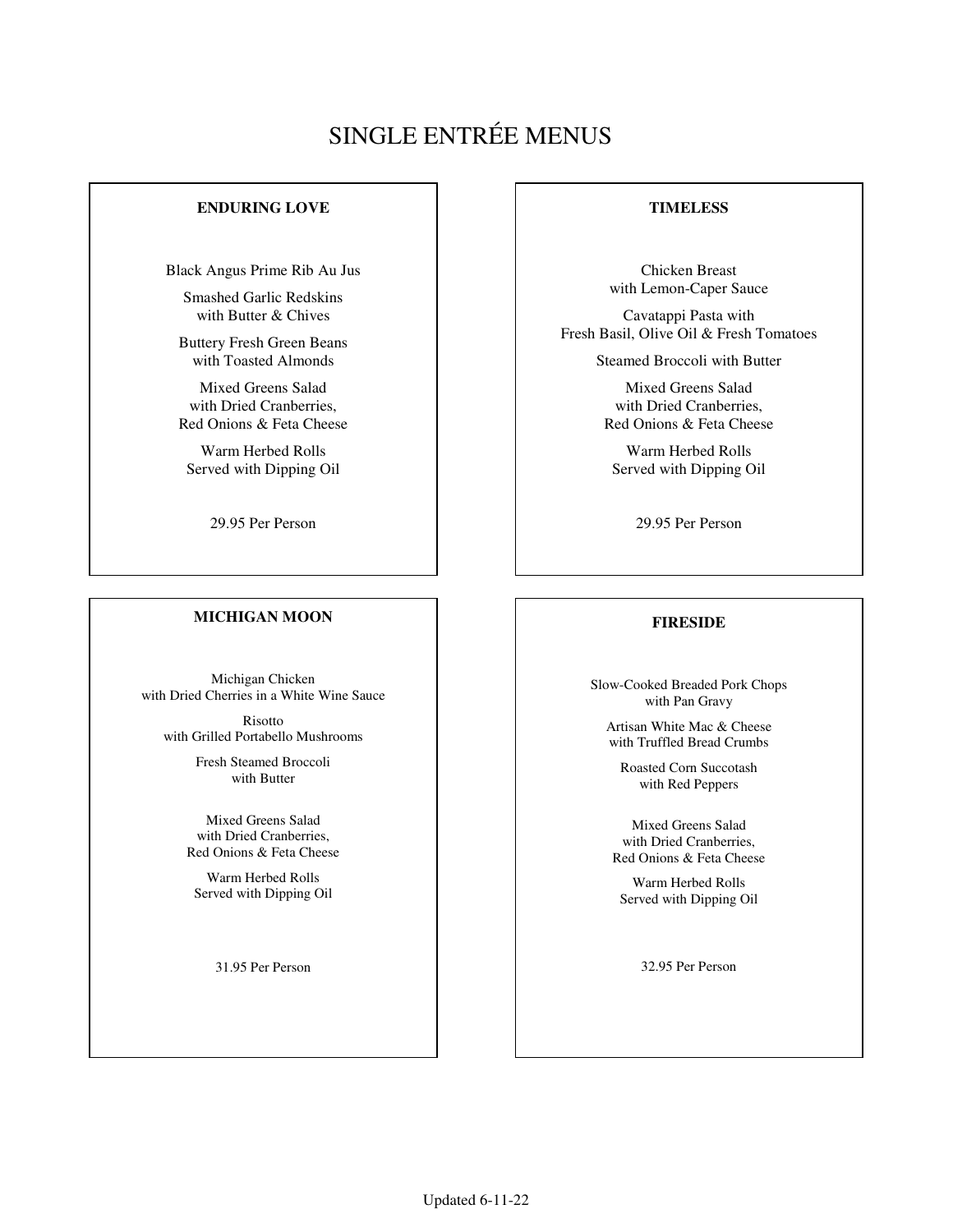# SINGLE ENTRÉE MENUS

## ENDURING LOVE

Black Angus Prime Rib Au Jus

Smashed Garlic Redskins
with Butter & Chives

Buttery Fresh Green Beans
with Toasted Almonds

Mixed Greens Salad
with Dried Cranberries,
Red Onions & Feta Cheese

Warm Herbed Rolls
Served with Dipping Oil

29.95 Per Person

## TIMELESS

Chicken Breast
with Lemon-Caper Sauce

Cavatappi Pasta with
Fresh Basil, Olive Oil & Fresh Tomatoes

Steamed Broccoli with Butter

Mixed Greens Salad
with Dried Cranberries,
Red Onions & Feta Cheese

Warm Herbed Rolls
Served with Dipping Oil

29.95 Per Person

## MICHIGAN MOON

Michigan Chicken
with Dried Cherries in a White Wine Sauce

Risotto
with Grilled Portabello Mushrooms

Fresh Steamed Broccoli
with Butter

Mixed Greens Salad
with Dried Cranberries,
Red Onions & Feta Cheese

Warm Herbed Rolls
Served with Dipping Oil

31.95 Per Person

## FIRESIDE

Slow-Cooked Breaded Pork Chops
with Pan Gravy

Artisan White Mac & Cheese
with Truffled Bread Crumbs

Roasted Corn Succotash
with Red Peppers

Mixed Greens Salad
with Dried Cranberries,
Red Onions & Feta Cheese

Warm Herbed Rolls
Served with Dipping Oil

32.95 Per Person

Updated 6-11-22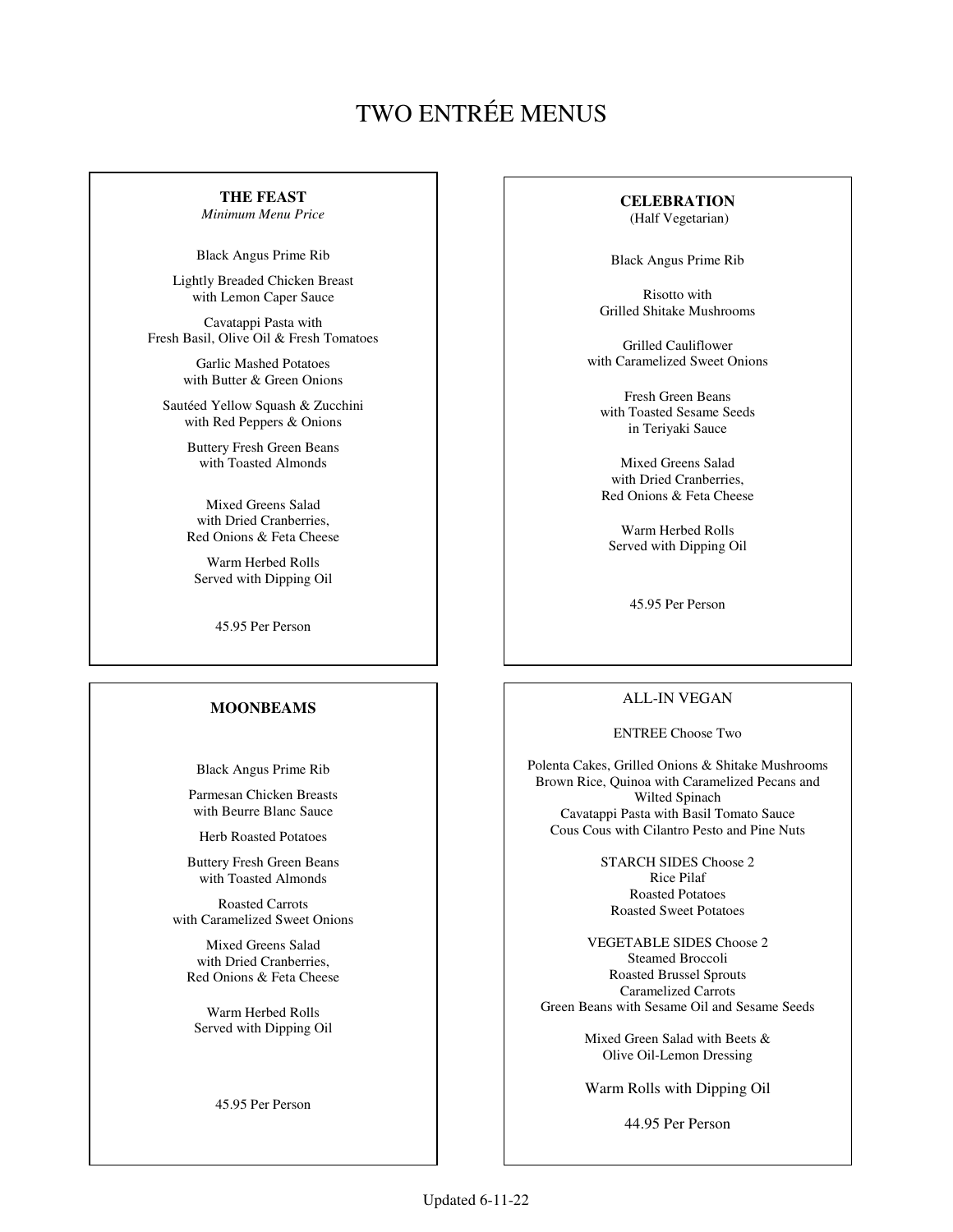# TWO ENTRÉE MENUS

## THE FEAST

*Minimum Menu Price*

Black Angus Prime Rib

Lightly Breaded Chicken Breast
with Lemon Caper Sauce

Cavatappi Pasta with
Fresh Basil, Olive Oil & Fresh Tomatoes

Garlic Mashed Potatoes
with Butter & Green Onions

Sautéed Yellow Squash & Zucchini
with Red Peppers & Onions

Buttery Fresh Green Beans
with Toasted Almonds

Mixed Greens Salad
with Dried Cranberries,
Red Onions & Feta Cheese

Warm Herbed Rolls
Served with Dipping Oil

45.95 Per Person

## CELEBRATION

(Half Vegetarian)

Black Angus Prime Rib

Risotto with
Grilled Shitake Mushrooms

Grilled Cauliflower
with Caramelized Sweet Onions

Fresh Green Beans
with Toasted Sesame Seeds
in Teriyaki Sauce

Mixed Greens Salad
with Dried Cranberries,
Red Onions & Feta Cheese

Warm Herbed Rolls
Served with Dipping Oil

45.95 Per Person

## MOONBEAMS

Black Angus Prime Rib

Parmesan Chicken Breasts
with Beurre Blanc Sauce

Herb Roasted Potatoes

Buttery Fresh Green Beans
with Toasted Almonds

Roasted Carrots
with Caramelized Sweet Onions

Mixed Greens Salad
with Dried Cranberries,
Red Onions & Feta Cheese

Warm Herbed Rolls
Served with Dipping Oil

45.95 Per Person

## ALL-IN VEGAN

ENTREE Choose Two

Polenta Cakes, Grilled Onions & Shitake Mushrooms
Brown Rice, Quinoa with Caramelized Pecans and Wilted Spinach
Cavatappi Pasta with Basil Tomato Sauce
Cous Cous with Cilantro Pesto and Pine Nuts

STARCH SIDES Choose 2
Rice Pilaf
Roasted Potatoes
Roasted Sweet Potatoes

VEGETABLE SIDES Choose 2
Steamed Broccoli
Roasted Brussel Sprouts
Caramelized Carrots
Green Beans with Sesame Oil and Sesame Seeds

Mixed Green Salad with Beets &
Olive Oil-Lemon Dressing

Warm Rolls with Dipping Oil

44.95 Per Person

Updated 6-11-22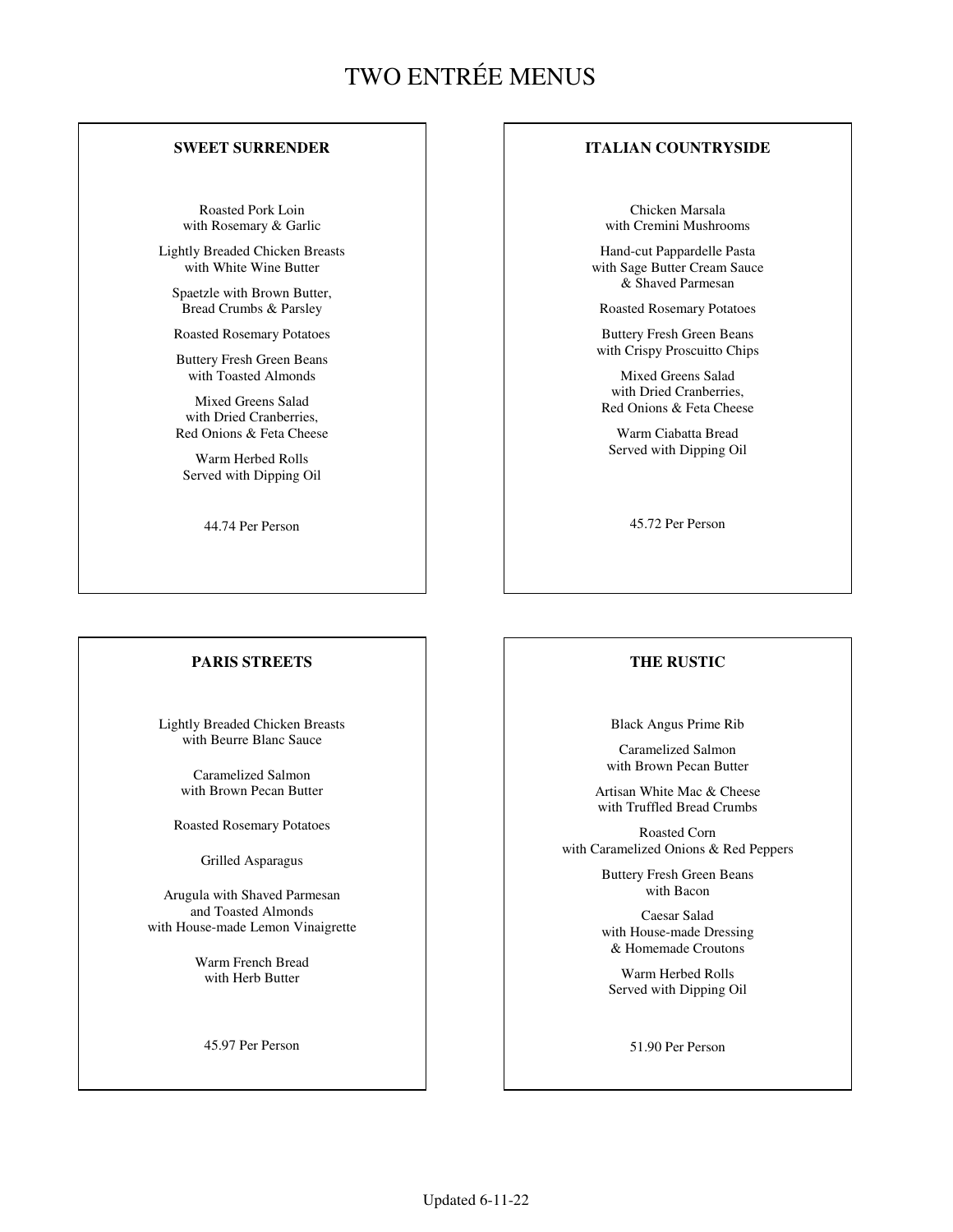# TWO ENTRÉE MENUS

## SWEET SURRENDER

Roasted Pork Loin
with Rosemary & Garlic

Lightly Breaded Chicken Breasts
with White Wine Butter

Spaetzle with Brown Butter,
Bread Crumbs & Parsley

Roasted Rosemary Potatoes

Buttery Fresh Green Beans
with Toasted Almonds

Mixed Greens Salad
with Dried Cranberries,
Red Onions & Feta Cheese

Warm Herbed Rolls
Served with Dipping Oil

44.74 Per Person

## ITALIAN COUNTRYSIDE

Chicken Marsala
with Cremini Mushrooms

Hand-cut Pappardelle Pasta
with Sage Butter Cream Sauce
& Shaved Parmesan

Roasted Rosemary Potatoes

Buttery Fresh Green Beans
with Crispy Proscuitto Chips

Mixed Greens Salad
with Dried Cranberries,
Red Onions & Feta Cheese

Warm Ciabatta Bread
Served with Dipping Oil

45.72 Per Person

## PARIS STREETS

Lightly Breaded Chicken Breasts
with Beurre Blanc Sauce

Caramelized Salmon
with Brown Pecan Butter

Roasted Rosemary Potatoes

Grilled Asparagus

Arugula with Shaved Parmesan
and Toasted Almonds
with House-made Lemon Vinaigrette

Warm French Bread
with Herb Butter

45.97 Per Person

## THE RUSTIC

Black Angus Prime Rib

Caramelized Salmon
with Brown Pecan Butter

Artisan White Mac & Cheese
with Truffled Bread Crumbs

Roasted Corn
with Caramelized Onions & Red Peppers

Buttery Fresh Green Beans
with Bacon

Caesar Salad
with House-made Dressing
& Homemade Croutons

Warm Herbed Rolls
Served with Dipping Oil

51.90 Per Person

Updated 6-11-22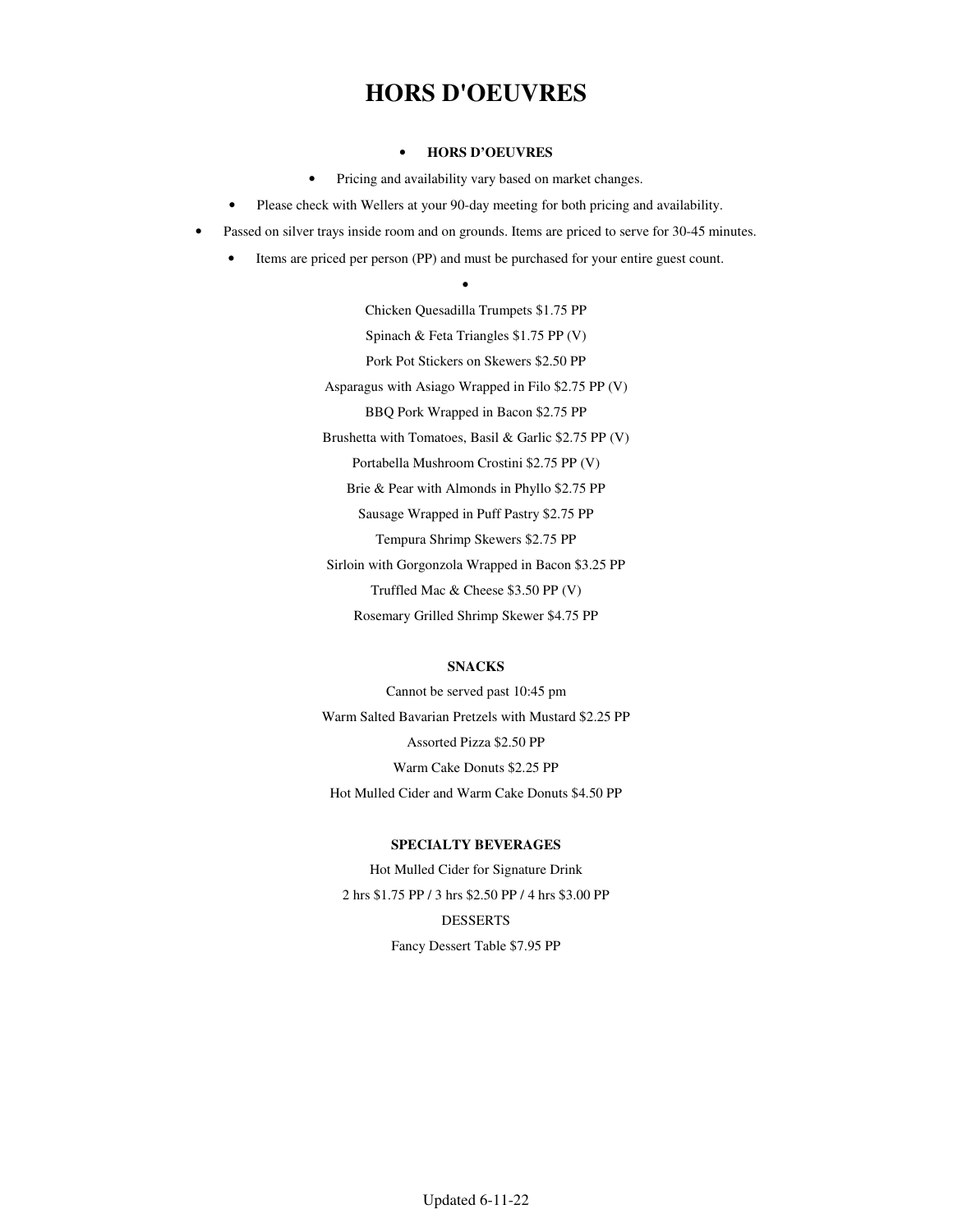# HORS D'OEUVRES

- **HORS D'OEUVRES**
- Pricing and availability vary based on market changes.
- Please check with Wellers at your 90-day meeting for both pricing and availability.
- Passed on silver trays inside room and on grounds. Items are priced to serve for 30-45 minutes.
- Items are priced per person (PP) and must be purchased for your entire guest count.

Chicken Quesadilla Trumpets $1.75 PP

Spinach & Feta Triangles $1.75 PP (V)

Pork Pot Stickers on Skewers $2.50 PP

Asparagus with Asiago Wrapped in Filo $2.75 PP (V)

BBQ Pork Wrapped in Bacon $2.75 PP

Brushetta with Tomatoes, Basil & Garlic $2.75 PP (V)

Portabella Mushroom Crostini $2.75 PP (V)

Brie & Pear with Almonds in Phyllo $2.75 PP

Sausage Wrapped in Puff Pastry $2.75 PP

Tempura Shrimp Skewers $2.75 PP

Sirloin with Gorgonzola Wrapped in Bacon $3.25 PP

Truffled Mac & Cheese $3.50 PP (V)

Rosemary Grilled Shrimp Skewer $4.75 PP

**SNACKS**

Cannot be served past 10:45 pm

Warm Salted Bavarian Pretzels with Mustard $2.25 PP

Assorted Pizza $2.50 PP

Warm Cake Donuts $2.25 PP

Hot Mulled Cider and Warm Cake Donuts $4.50 PP

**SPECIALTY BEVERAGES**

Hot Mulled Cider for Signature Drink

2 hrs $1.75 PP / 3 hrs $2.50 PP / 4 hrs $3.00 PP

DESSERTS

Fancy Dessert Table $7.95 PP

Updated 6-11-22